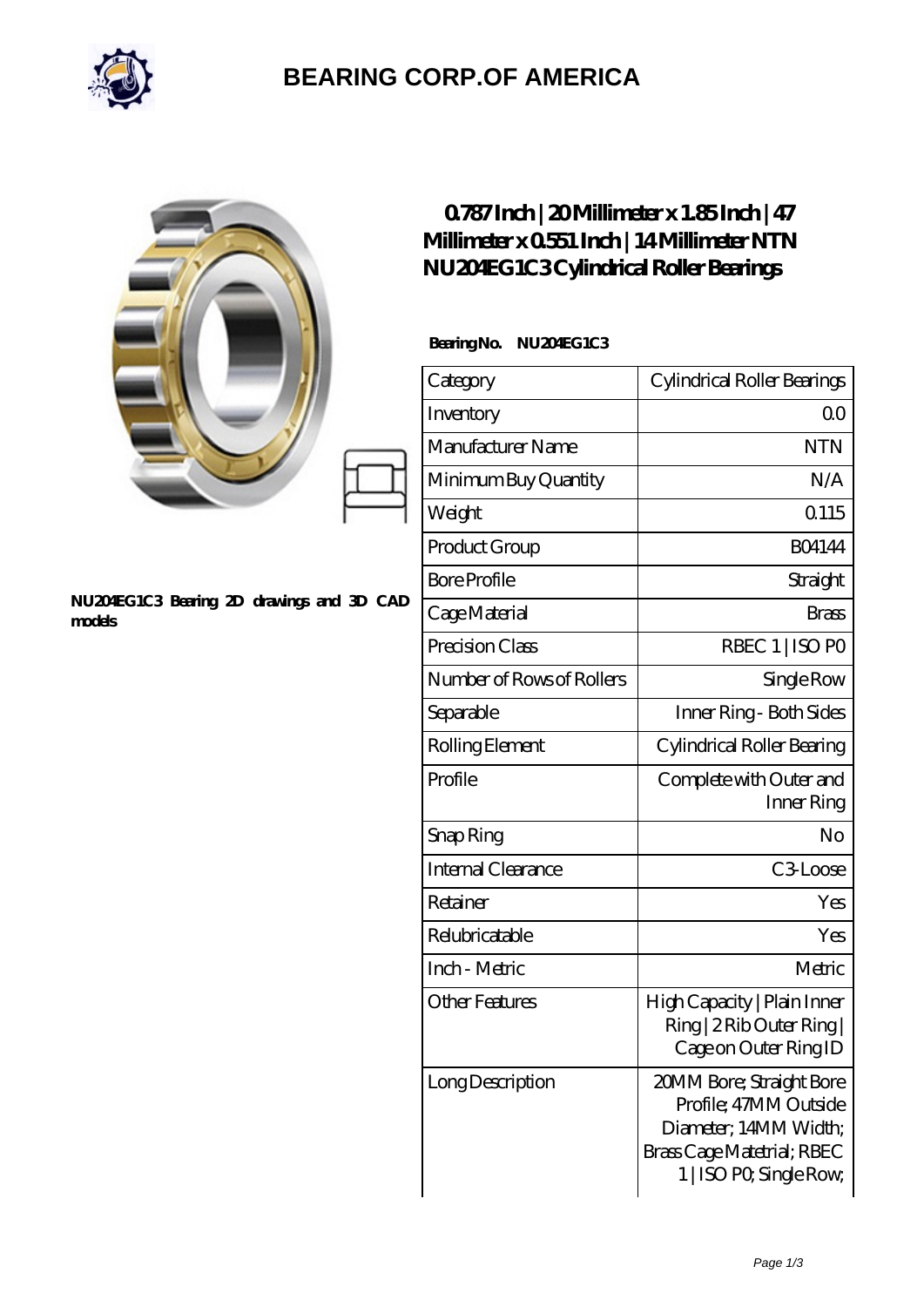# BEARING CORP.OF AMERICA

NU204EG1C3 Bearing 2D drawings and 3D CAD models

## 0.787 Inch | 20 Millimeter x 1.85 Inch | 47 Millimeter x 0.551 Inch | 14 Millimeter NTN NU204EG1C3 Cylindrical Roller Bearings

**Bearing No. NU204EG1C3**

| Category | Cylindrical Roller Bearings |
| --- | --- |
| Inventory | 0.0 |
| Manufacturer Name | NTN |
| Minimum Buy Quantity | N/A |
| Weight | 0.115 |
| Product Group | B04144 |
| Bore Profile | Straight |
| Cage Material | Brass |
| Precision Class | RBEC 1 \| ISO P0 |
| Number of Rows of Rollers | Single Row |
| Separable | Inner Ring - Both Sides |
| Rolling Element | Cylindrical Roller Bearing |
| Profile | Complete with Outer and Inner Ring |
| Snap Ring | No |
| Internal Clearance | C3-Loose |
| Retainer | Yes |
| Relubricatable | Yes |
| Inch - Metric | Metric |
| Other Features | High Capacity \| Plain Inner Ring \| 2 Rib Outer Ring \| Cage on Outer Ring ID |
| Long Description | 20MM Bore; Straight Bore Profile; 47MM Outside Diameter; 14MM Width; Brass Cage Matetrial; RBEC 1 \| ISO P0; Single Row; |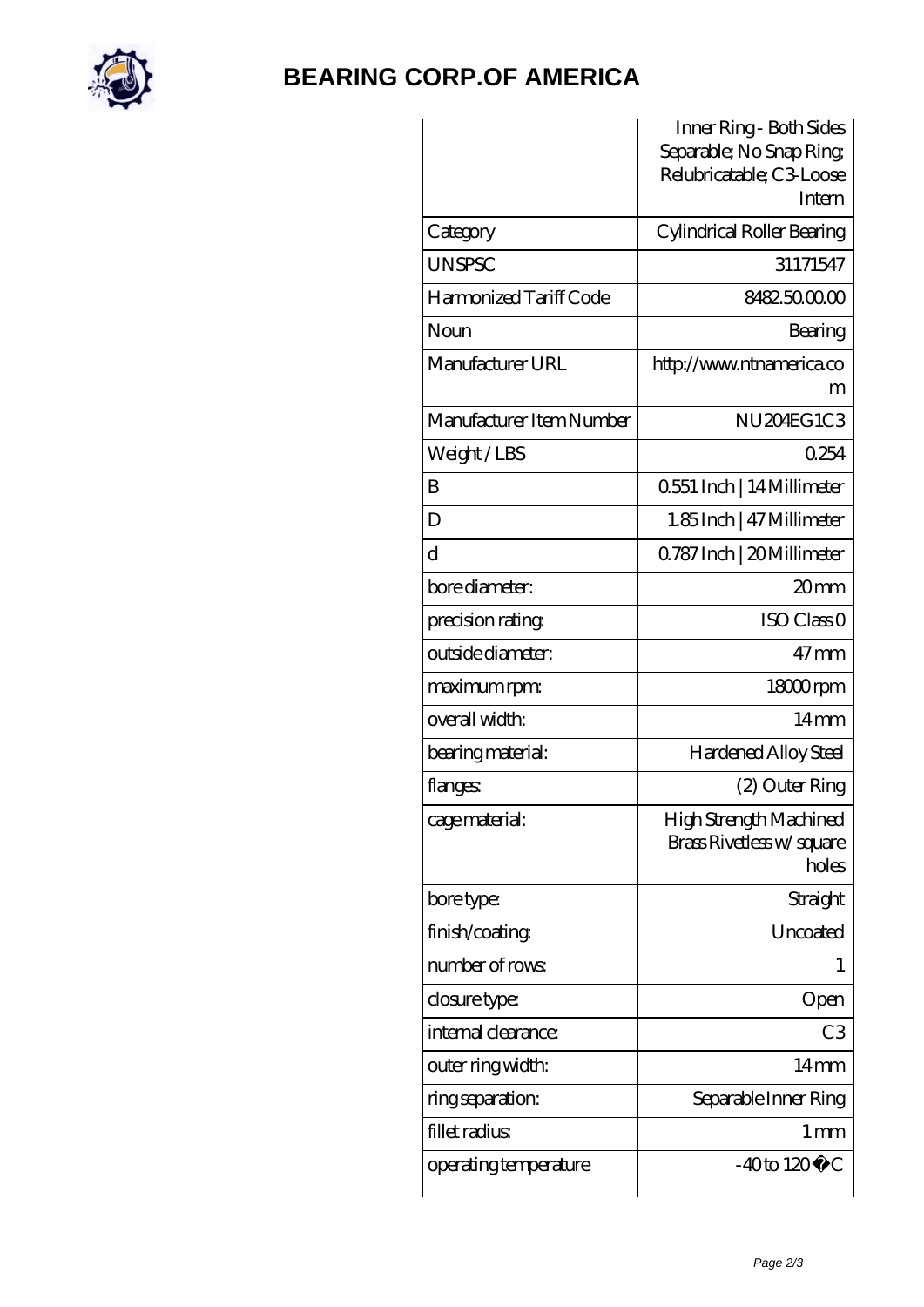# BEARING CORP.OF AMERICA

| | Inner Ring - Both Sides Separable; No Snap Ring; Relubricatable; C3-Loose Intern |
|---|---|
| Category | Cylindrical Roller Bearing |
| UNSPSC | 31171547 |
| Harmonized Tariff Code | 8482.50.00.00 |
| Noun | Bearing |
| Manufacturer URL | http://www.ntnamerica.com |
| Manufacturer Item Number | NU204EG1C3 |
| Weight / LBS | 0.254 |
| B | 0.551 Inch \| 14 Millimeter |
| D | 1.85 Inch \| 47 Millimeter |
| d | 0.787 Inch \| 20 Millimeter |
| bore diameter: | 20 mm |
| precision rating: | ISO Class 0 |
| outside diameter: | 47 mm |
| maximum rpm: | 18000 rpm |
| overall width: | 14 mm |
| bearing material: | Hardened Alloy Steel |
| flanges: | (2) Outer Ring |
| cage material: | High Strength Machined Brass Rivetless w/ square holes |
| bore type: | Straight |
| finish/coating: | Uncoated |
| number of rows: | 1 |
| closure type: | Open |
| internal clearance: | C3 |
| outer ring width: | 14 mm |
| ring separation: | Separable Inner Ring |
| fillet radius: | 1 mm |
| operating temperature | -40 to 120 �C |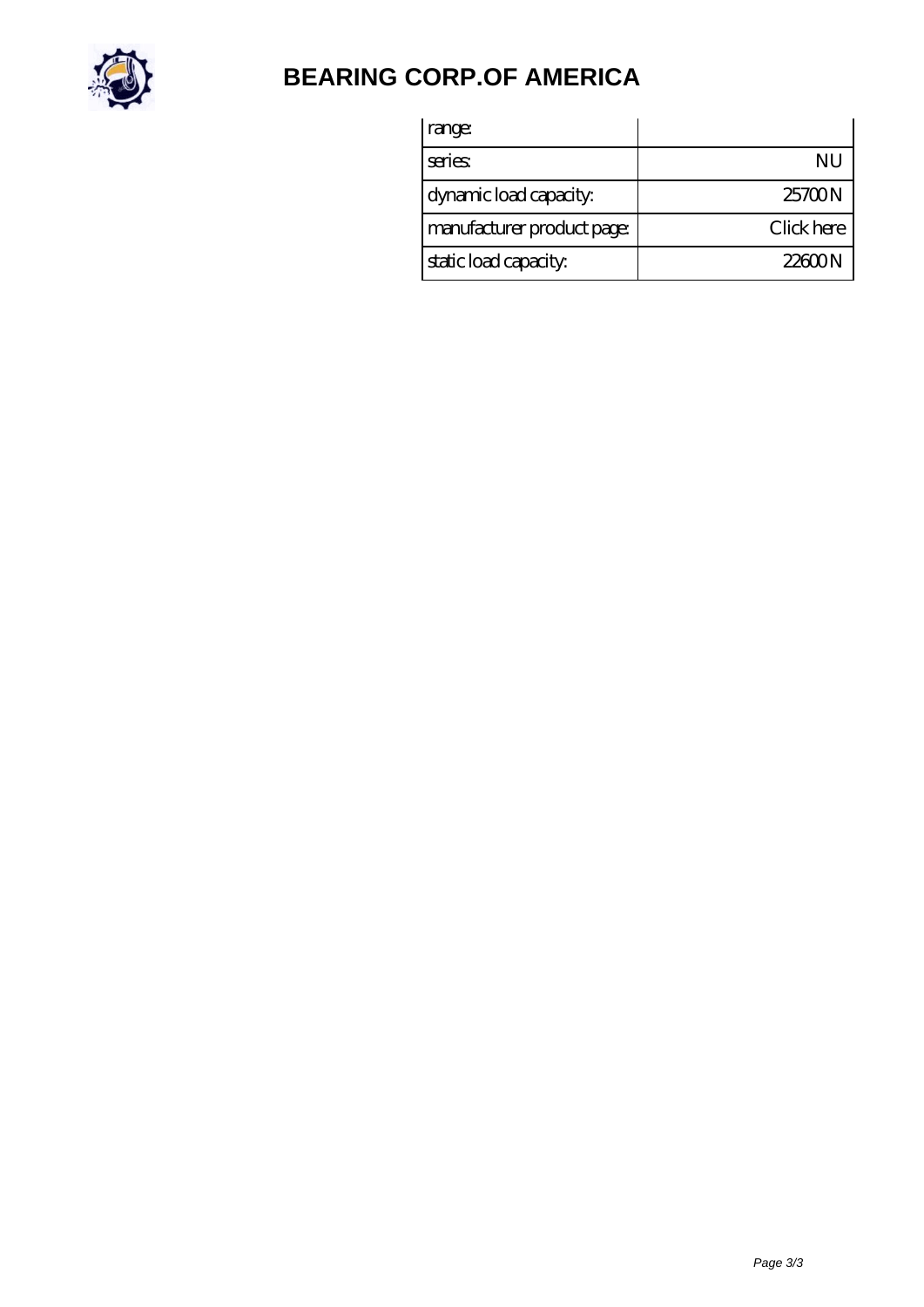| | |
|---|---|
| range: | |
| series: | NU |
| dynamic load capacity: | 25700 N |
| manufacturer product page: | Click here |
| static load capacity: | 22600 N |